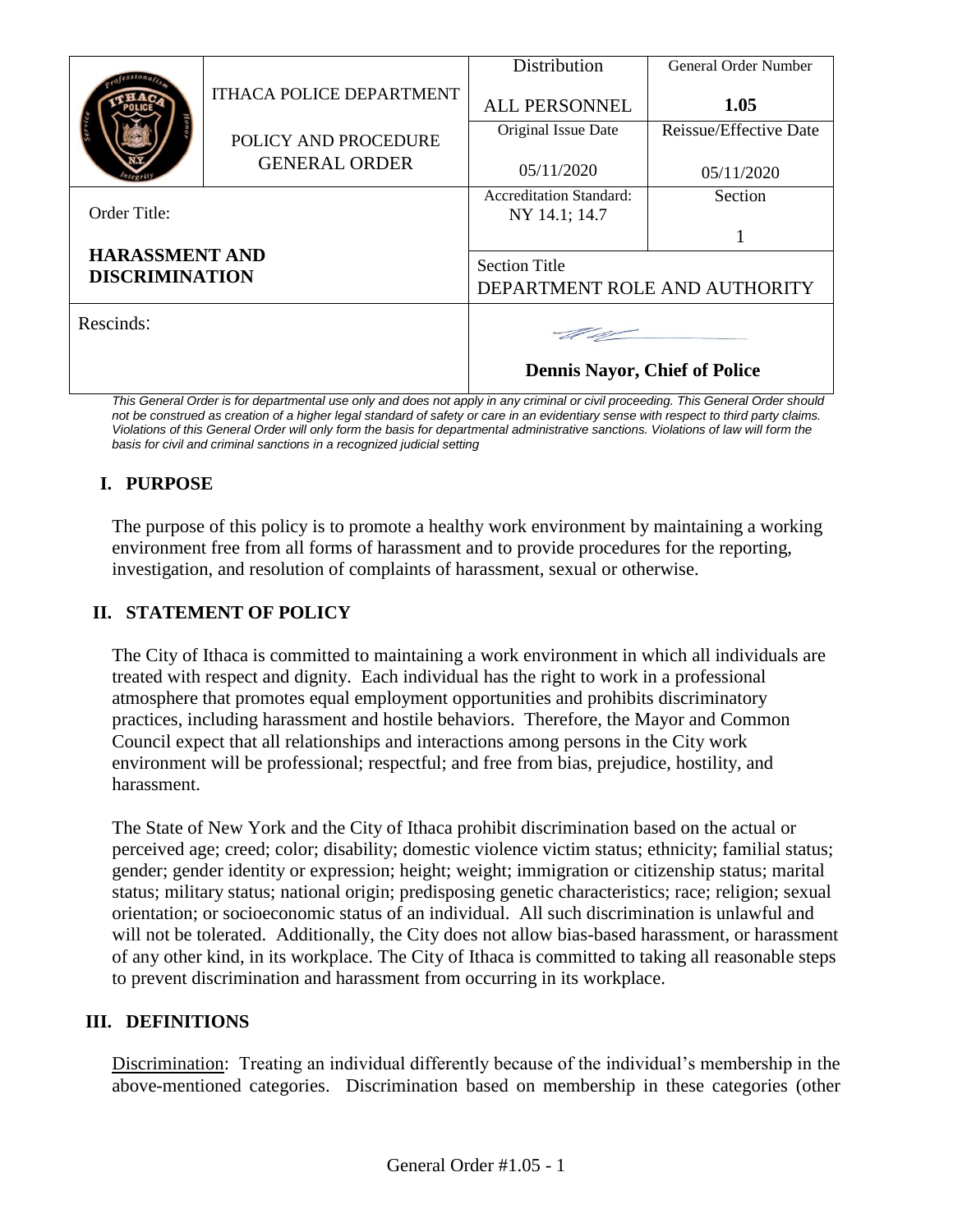| | ITHACA POLICE DEPARTMENT<br><br>POLICY AND PROCEDURE GENERAL ORDER | Distribution<br><br>ALL PERSONNEL | General Order Number<br><br>**1.05** |
|---|---|---|---|
| | | Original Issue Date<br><br>05/11/2020 | Reissue/Effective Date<br><br>05/11/2020 |
| Order Title:<br><br>**HARASSMENT AND DISCRIMINATION** | | Accreditation Standard:<br>NY 14.1; 14.7 | Section<br><br>1 |
| | | Section Title<br>DEPARTMENT ROLE AND AUTHORITY | |
| Rescinds: | | **Dennis Nayor, Chief of Police** | |

*This General Order is for departmental use only and does not apply in any criminal or civil proceeding. This General Order should not be construed as creation of a higher legal standard of safety or care in an evidentiary sense with respect to third party claims. Violations of this General Order will only form the basis for departmental administrative sanctions. Violations of law will form the basis for civil and criminal sanctions in a recognized judicial setting*

## I. PURPOSE

The purpose of this policy is to promote a healthy work environment by maintaining a working environment free from all forms of harassment and to provide procedures for the reporting, investigation, and resolution of complaints of harassment, sexual or otherwise.

## II. STATEMENT OF POLICY

The City of Ithaca is committed to maintaining a work environment in which all individuals are treated with respect and dignity. Each individual has the right to work in a professional atmosphere that promotes equal employment opportunities and prohibits discriminatory practices, including harassment and hostile behaviors. Therefore, the Mayor and Common Council expect that all relationships and interactions among persons in the City work environment will be professional; respectful; and free from bias, prejudice, hostility, and harassment.

The State of New York and the City of Ithaca prohibit discrimination based on the actual or perceived age; creed; color; disability; domestic violence victim status; ethnicity; familial status; gender; gender identity or expression; height; weight; immigration or citizenship status; marital status; military status; national origin; predisposing genetic characteristics; race; religion; sexual orientation; or socioeconomic status of an individual. All such discrimination is unlawful and will not be tolerated. Additionally, the City does not allow bias-based harassment, or harassment of any other kind, in its workplace. The City of Ithaca is committed to taking all reasonable steps to prevent discrimination and harassment from occurring in its workplace.

## III. DEFINITIONS

Discrimination: Treating an individual differently because of the individual's membership in the above-mentioned categories. Discrimination based on membership in these categories (other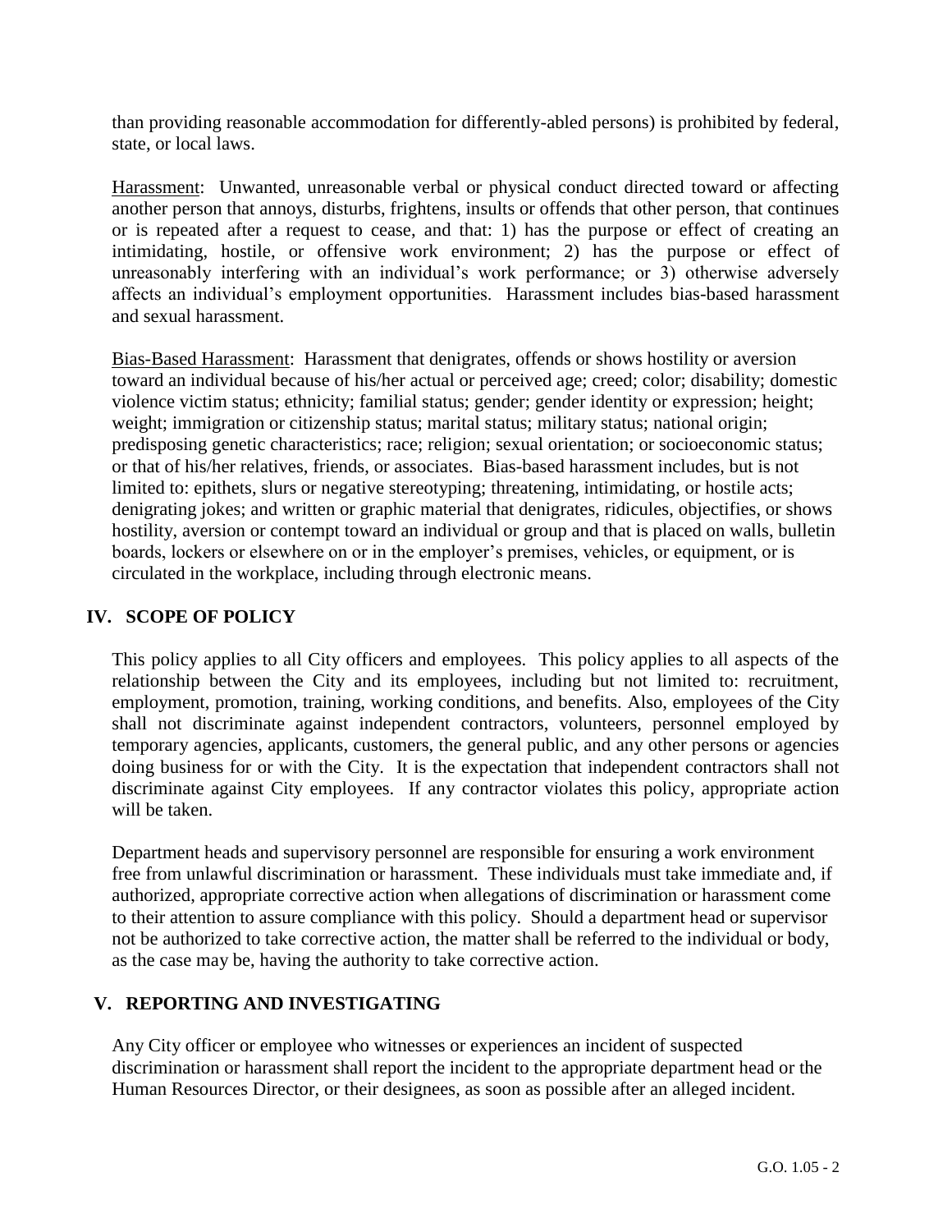than providing reasonable accommodation for differently-abled persons) is prohibited by federal, state, or local laws.

Harassment: Unwanted, unreasonable verbal or physical conduct directed toward or affecting another person that annoys, disturbs, frightens, insults or offends that other person, that continues or is repeated after a request to cease, and that: 1) has the purpose or effect of creating an intimidating, hostile, or offensive work environment; 2) has the purpose or effect of unreasonably interfering with an individual's work performance; or 3) otherwise adversely affects an individual's employment opportunities. Harassment includes bias-based harassment and sexual harassment.

Bias-Based Harassment: Harassment that denigrates, offends or shows hostility or aversion toward an individual because of his/her actual or perceived age; creed; color; disability; domestic violence victim status; ethnicity; familial status; gender; gender identity or expression; height; weight; immigration or citizenship status; marital status; military status; national origin; predisposing genetic characteristics; race; religion; sexual orientation; or socioeconomic status; or that of his/her relatives, friends, or associates. Bias-based harassment includes, but is not limited to: epithets, slurs or negative stereotyping; threatening, intimidating, or hostile acts; denigrating jokes; and written or graphic material that denigrates, ridicules, objectifies, or shows hostility, aversion or contempt toward an individual or group and that is placed on walls, bulletin boards, lockers or elsewhere on or in the employer's premises, vehicles, or equipment, or is circulated in the workplace, including through electronic means.

## IV. SCOPE OF POLICY

This policy applies to all City officers and employees. This policy applies to all aspects of the relationship between the City and its employees, including but not limited to: recruitment, employment, promotion, training, working conditions, and benefits. Also, employees of the City shall not discriminate against independent contractors, volunteers, personnel employed by temporary agencies, applicants, customers, the general public, and any other persons or agencies doing business for or with the City. It is the expectation that independent contractors shall not discriminate against City employees. If any contractor violates this policy, appropriate action will be taken.

Department heads and supervisory personnel are responsible for ensuring a work environment free from unlawful discrimination or harassment. These individuals must take immediate and, if authorized, appropriate corrective action when allegations of discrimination or harassment come to their attention to assure compliance with this policy. Should a department head or supervisor not be authorized to take corrective action, the matter shall be referred to the individual or body, as the case may be, having the authority to take corrective action.

## V. REPORTING AND INVESTIGATING

Any City officer or employee who witnesses or experiences an incident of suspected discrimination or harassment shall report the incident to the appropriate department head or the Human Resources Director, or their designees, as soon as possible after an alleged incident.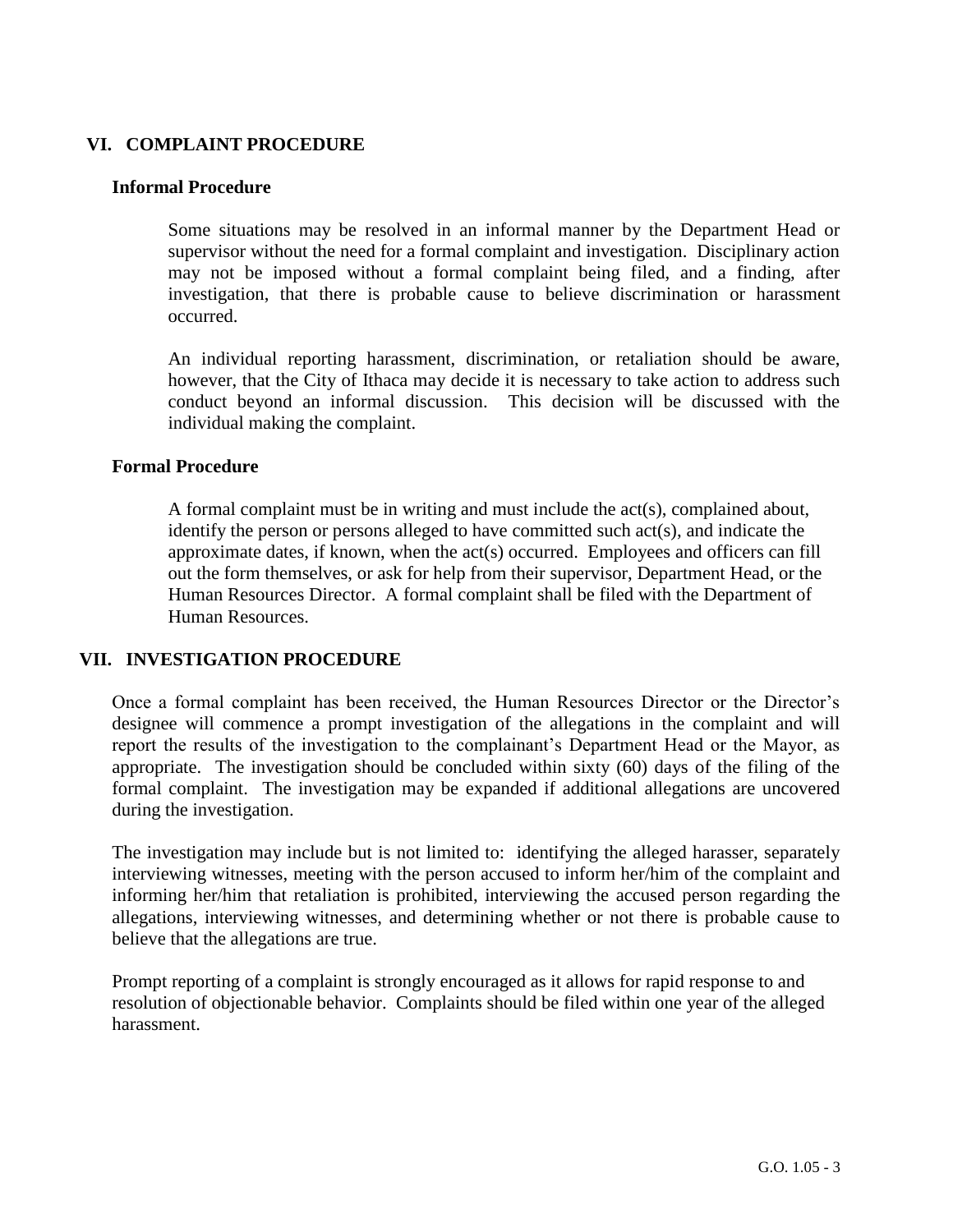## VI. COMPLAINT PROCEDURE

### Informal Procedure

Some situations may be resolved in an informal manner by the Department Head or supervisor without the need for a formal complaint and investigation. Disciplinary action may not be imposed without a formal complaint being filed, and a finding, after investigation, that there is probable cause to believe discrimination or harassment occurred.

An individual reporting harassment, discrimination, or retaliation should be aware, however, that the City of Ithaca may decide it is necessary to take action to address such conduct beyond an informal discussion. This decision will be discussed with the individual making the complaint.

### Formal Procedure

A formal complaint must be in writing and must include the act(s), complained about, identify the person or persons alleged to have committed such act(s), and indicate the approximate dates, if known, when the act(s) occurred. Employees and officers can fill out the form themselves, or ask for help from their supervisor, Department Head, or the Human Resources Director. A formal complaint shall be filed with the Department of Human Resources.

## VII. INVESTIGATION PROCEDURE

Once a formal complaint has been received, the Human Resources Director or the Director's designee will commence a prompt investigation of the allegations in the complaint and will report the results of the investigation to the complainant's Department Head or the Mayor, as appropriate. The investigation should be concluded within sixty (60) days of the filing of the formal complaint. The investigation may be expanded if additional allegations are uncovered during the investigation.

The investigation may include but is not limited to: identifying the alleged harasser, separately interviewing witnesses, meeting with the person accused to inform her/him of the complaint and informing her/him that retaliation is prohibited, interviewing the accused person regarding the allegations, interviewing witnesses, and determining whether or not there is probable cause to believe that the allegations are true.

Prompt reporting of a complaint is strongly encouraged as it allows for rapid response to and resolution of objectionable behavior. Complaints should be filed within one year of the alleged harassment.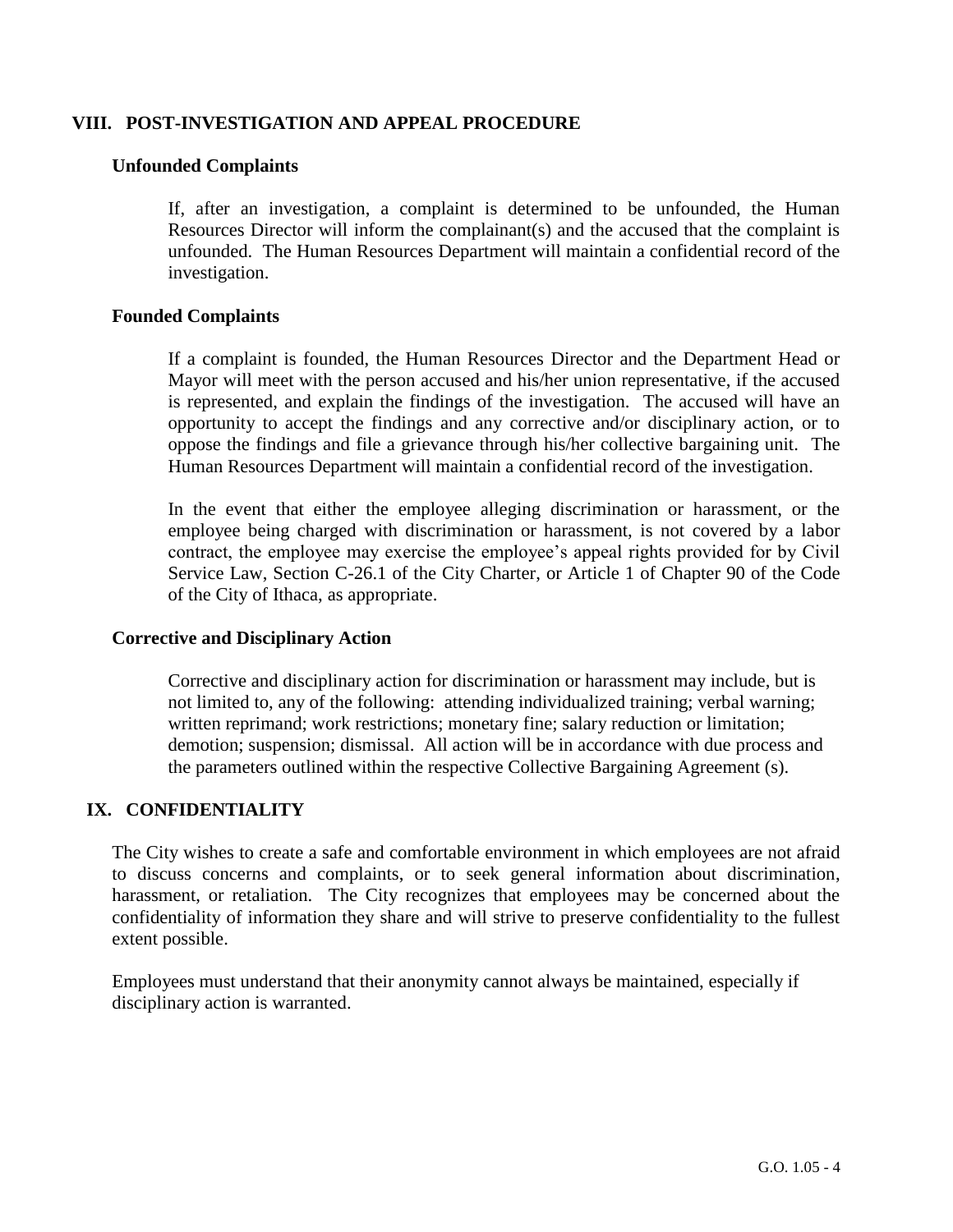## VIII. POST-INVESTIGATION AND APPEAL PROCEDURE

### Unfounded Complaints

If, after an investigation, a complaint is determined to be unfounded, the Human Resources Director will inform the complainant(s) and the accused that the complaint is unfounded. The Human Resources Department will maintain a confidential record of the investigation.

### Founded Complaints

If a complaint is founded, the Human Resources Director and the Department Head or Mayor will meet with the person accused and his/her union representative, if the accused is represented, and explain the findings of the investigation. The accused will have an opportunity to accept the findings and any corrective and/or disciplinary action, or to oppose the findings and file a grievance through his/her collective bargaining unit. The Human Resources Department will maintain a confidential record of the investigation.

In the event that either the employee alleging discrimination or harassment, or the employee being charged with discrimination or harassment, is not covered by a labor contract, the employee may exercise the employee's appeal rights provided for by Civil Service Law, Section C-26.1 of the City Charter, or Article 1 of Chapter 90 of the Code of the City of Ithaca, as appropriate.

### Corrective and Disciplinary Action

Corrective and disciplinary action for discrimination or harassment may include, but is not limited to, any of the following: attending individualized training; verbal warning; written reprimand; work restrictions; monetary fine; salary reduction or limitation; demotion; suspension; dismissal. All action will be in accordance with due process and the parameters outlined within the respective Collective Bargaining Agreement (s).

## IX. CONFIDENTIALITY

The City wishes to create a safe and comfortable environment in which employees are not afraid to discuss concerns and complaints, or to seek general information about discrimination, harassment, or retaliation. The City recognizes that employees may be concerned about the confidentiality of information they share and will strive to preserve confidentiality to the fullest extent possible.

Employees must understand that their anonymity cannot always be maintained, especially if disciplinary action is warranted.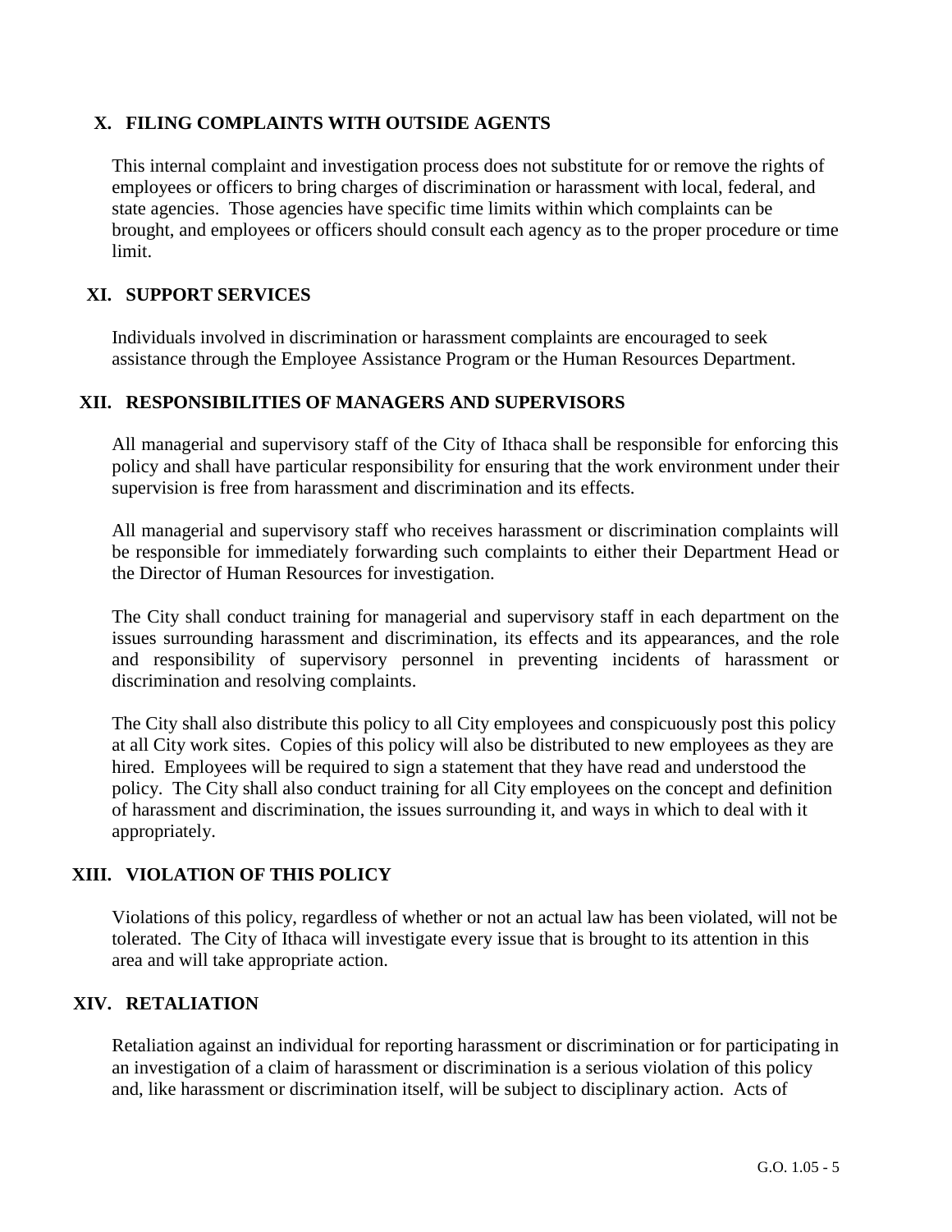## X. FILING COMPLAINTS WITH OUTSIDE AGENTS

This internal complaint and investigation process does not substitute for or remove the rights of employees or officers to bring charges of discrimination or harassment with local, federal, and state agencies. Those agencies have specific time limits within which complaints can be brought, and employees or officers should consult each agency as to the proper procedure or time limit.

## XI. SUPPORT SERVICES

Individuals involved in discrimination or harassment complaints are encouraged to seek assistance through the Employee Assistance Program or the Human Resources Department.

## XII. RESPONSIBILITIES OF MANAGERS AND SUPERVISORS

All managerial and supervisory staff of the City of Ithaca shall be responsible for enforcing this policy and shall have particular responsibility for ensuring that the work environment under their supervision is free from harassment and discrimination and its effects.

All managerial and supervisory staff who receives harassment or discrimination complaints will be responsible for immediately forwarding such complaints to either their Department Head or the Director of Human Resources for investigation.

The City shall conduct training for managerial and supervisory staff in each department on the issues surrounding harassment and discrimination, its effects and its appearances, and the role and responsibility of supervisory personnel in preventing incidents of harassment or discrimination and resolving complaints.

The City shall also distribute this policy to all City employees and conspicuously post this policy at all City work sites. Copies of this policy will also be distributed to new employees as they are hired. Employees will be required to sign a statement that they have read and understood the policy. The City shall also conduct training for all City employees on the concept and definition of harassment and discrimination, the issues surrounding it, and ways in which to deal with it appropriately.

## XIII. VIOLATION OF THIS POLICY

Violations of this policy, regardless of whether or not an actual law has been violated, will not be tolerated. The City of Ithaca will investigate every issue that is brought to its attention in this area and will take appropriate action.

## XIV. RETALIATION

Retaliation against an individual for reporting harassment or discrimination or for participating in an investigation of a claim of harassment or discrimination is a serious violation of this policy and, like harassment or discrimination itself, will be subject to disciplinary action. Acts of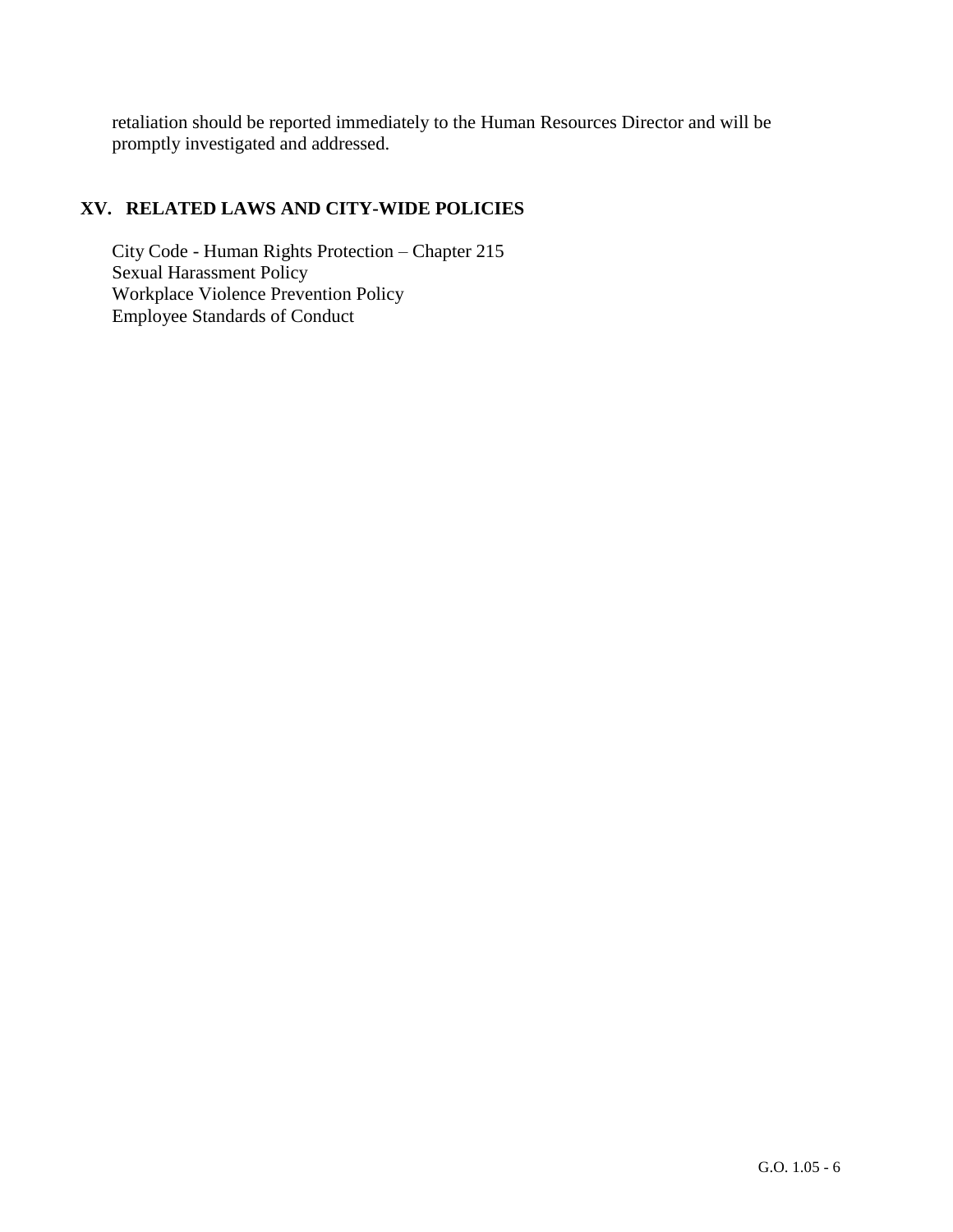retaliation should be reported immediately to the Human Resources Director and will be promptly investigated and addressed.

## XV. RELATED LAWS AND CITY-WIDE POLICIES

City Code - Human Rights Protection – Chapter 215
Sexual Harassment Policy
Workplace Violence Prevention Policy
Employee Standards of Conduct